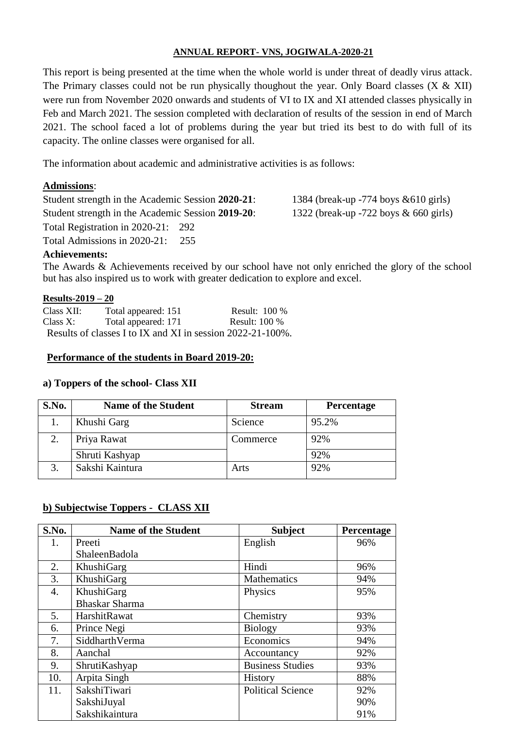## ANNUAL REPORT- VNS, JOGIWALA-2020-21

This report is being presented at the time when the whole world is under threat of deadly virus attack. The Primary classes could not be run physically thoughout the year. Only Board classes (X & XII) were run from November 2020 onwards and students of VI to IX and XI attended classes physically in Feb and March 2021. The session completed with declaration of results of the session in end of March 2021. The school faced a lot of problems during the year but tried its best to do with full of its capacity. The online classes were organised for all.

The information about academic and administrative activities is as follows:

**Admissions**:

Student strength in the Academic Session **2020-21**: 1384 (break-up -774 boys &610 girls)

Student strength in the Academic Session **2019-20**: 1322 (break-up -722 boys & 660 girls)

Total Registration in 2020-21: 292

Total Admissions in 2020-21: 255

**Achievements:**

The Awards & Achievements received by our school have not only enriched the glory of the school but has also inspired us to work with greater dedication to explore and excel.

**Results-2019 – 20**

Class XII: Total appeared: 151 Result: 100 %

Class X: Total appeared: 171 Result: 100 %

Results of classes I to IX and XI in session 2022-21-100%.

**Performance of the students in Board 2019-20:**

**a) Toppers of the school- Class XII**

| S.No. | Name of the Student | Stream | Percentage |
|---|---|---|---|
| 1. | Khushi Garg | Science | 95.2% |
| 2. | Priya Rawat | Commerce | 92% |
| | Shruti Kashyap | | 92% |
| 3. | Sakshi Kaintura | Arts | 92% |

**b) Subjectwise Toppers - CLASS XII**

| S.No. | Name of the Student | Subject | Percentage |
|---|---|---|---|
| 1. | Preeti<br>ShaleenBadola | English | 96% |
| 2. | KhushiGarg | Hindi | 96% |
| 3. | KhushiGarg | Mathematics | 94% |
| 4. | KhushiGarg<br>Bhaskar Sharma | Physics | 95% |
| 5. | HarshitRawat | Chemistry | 93% |
| 6. | Prince Negi | Biology | 93% |
| 7. | SiddharthVerma | Economics | 94% |
| 8. | Aanchal | Accountancy | 92% |
| 9. | ShrutiKashyap | Business Studies | 93% |
| 10. | Arpita Singh | History | 88% |
| 11. | SakshiTiwari<br>SakshiJuyal<br>Sakshikaintura | Political Science | 92%<br>90%<br>91% |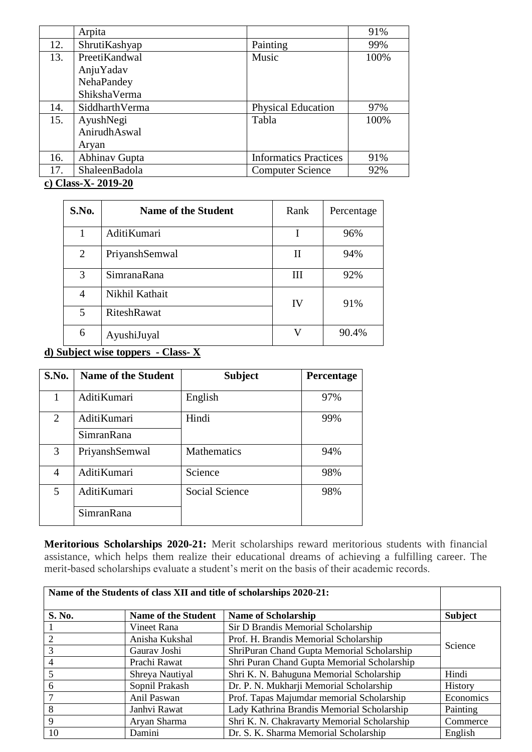| | | | |
|---|---|---|---|
| | Arpita | | 91% |
| 12. | ShrutiKashyap | Painting | 99% |
| 13. | PreetiKandwal<br>AnjuYadav<br>NehaPandey<br>ShikshaVerma | Music | 100% |
| 14. | SiddharthVerma | Physical Education | 97% |
| 15. | AyushNegi<br>AnirudhAswal<br>Aryan | Tabla | 100% |
| 16. | Abhinav Gupta | Informatics Practices | 91% |
| 17. | ShaleenBadola | Computer Science | 92% |

**c) Class-X- 2019-20**

| S.No. | Name of the Student | Rank | Percentage |
|---|---|---|---|
| 1 | AditiKumari | I | 96% |
| 2 | PriyanshSemwal | II | 94% |
| 3 | SimranaRana | III | 92% |
| 4 | Nikhil Kathait | IV | 91% |
| 5 | RiteshRawat | | |
| 6 | AyushiJuyal | V | 90.4% |

**d) Subject wise toppers - Class- X**

| S.No. | Name of the Student | Subject | Percentage |
|---|---|---|---|
| 1 | AditiKumari | English | 97% |
| 2 | AditiKumari<br>SimranRana | Hindi | 99% |
| 3 | PriyanshSemwal | Mathematics | 94% |
| 4 | AditiKumari | Science | 98% |
| 5 | AditiKumari<br>SimranRana | Social Science | 98% |

**Meritorious Scholarships 2020-21:** Merit scholarships reward meritorious students with financial assistance, which helps them realize their educational dreams of achieving a fulfilling career. The merit-based scholarships evaluate a student's merit on the basis of their academic records.

| Name of the Students of class XII and title of scholarships 2020-21: | | | |
|---|---|---|---|
| **S. No.** | **Name of the Student** | **Name of Scholarship** | **Subject** |
| 1 | Vineet Rana | Sir D Brandis Memorial Scholarship | Science |
| 2 | Anisha Kukshal | Prof. H. Brandis Memorial Scholarship | |
| 3 | Gaurav Joshi | ShriPuran Chand Gupta Memorial Scholarship | |
| 4 | Prachi Rawat | Shri Puran Chand Gupta Memorial Scholarship | |
| 5 | Shreya Nautiyal | Shri K. N. Bahuguna Memorial Scholarship | Hindi |
| 6 | Sopnil Prakash | Dr. P. N. Mukharji Memorial Scholarship | History |
| 7 | Anil Paswan | Prof. Tapas Majumdar memorial Scholarship | Economics |
| 8 | Janhvi Rawat | Lady Kathrina Brandis Memorial Scholarship | Painting |
| 9 | Aryan Sharma | Shri K. N. Chakravarty Memorial Scholarship | Commerce |
| 10 | Damini | Dr. S. K. Sharma Memorial Scholarship | English |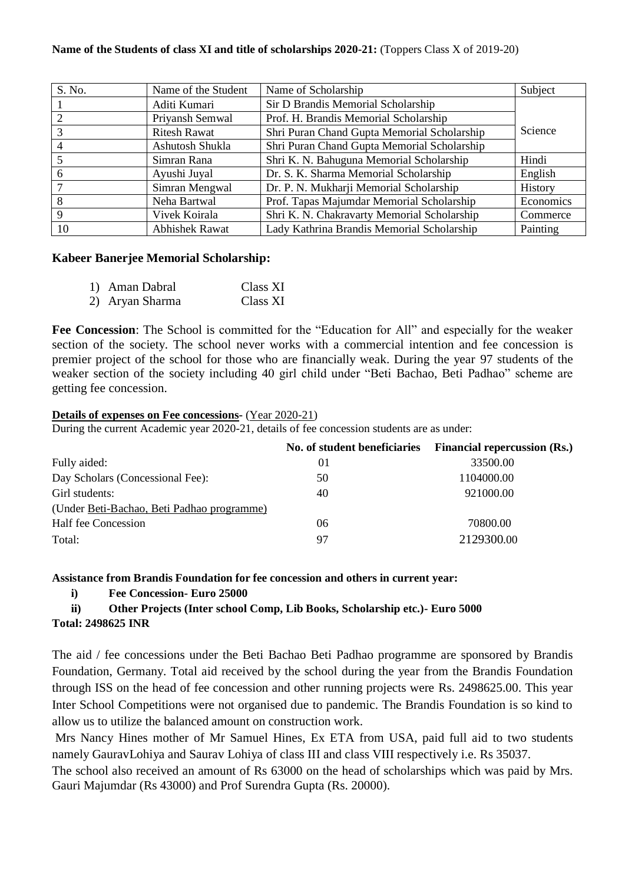**Name of the Students of class XI and title of scholarships 2020-21:** (Toppers Class X of 2019-20)

| S. No. | Name of the Student | Name of Scholarship | Subject |
|---|---|---|---|
| 1 | Aditi Kumari | Sir D Brandis Memorial Scholarship | Science |
| 2 | Priyansh Semwal | Prof. H. Brandis Memorial Scholarship | |
| 3 | Ritesh Rawat | Shri Puran Chand Gupta Memorial Scholarship | |
| 4 | Ashutosh Shukla | Shri Puran Chand Gupta Memorial Scholarship | |
| 5 | Simran Rana | Shri K. N. Bahuguna Memorial Scholarship | Hindi |
| 6 | Ayushi Juyal | Dr. S. K. Sharma Memorial Scholarship | English |
| 7 | Simran Mengwal | Dr. P. N. Mukharji Memorial Scholarship | History |
| 8 | Neha Bartwal | Prof. Tapas Majumdar Memorial Scholarship | Economics |
| 9 | Vivek Koirala | Shri K. N. Chakravarty Memorial Scholarship | Commerce |
| 10 | Abhishek Rawat | Lady Kathrina Brandis Memorial Scholarship | Painting |

**Kabeer Banerjee Memorial Scholarship:**

1) Aman Dabral Class XI
2) Aryan Sharma Class XI

**Fee Concession**: The School is committed for the "Education for All" and especially for the weaker section of the society. The school never works with a commercial intention and fee concession is premier project of the school for those who are financially weak. During the year 97 students of the weaker section of the society including 40 girl child under "Beti Bachao, Beti Padhao" scheme are getting fee concession.

**Details of expenses on Fee concessions-** (Year 2020-21)

During the current Academic year 2020-21, details of fee concession students are as under:

| | No. of student beneficiaries | Financial repercussion (Rs.) |
|---|---|---|
| Fully aided: | 01 | 33500.00 |
| Day Scholars (Concessional Fee): | 50 | 1104000.00 |
| Girl students: (Under Beti-Bachao, Beti Padhao programme) | 40 | 921000.00 |
| Half fee Concession | 06 | 70800.00 |
| Total: | 97 | 2129300.00 |

**Assistance from Brandis Foundation for fee concession and others in current year:**

i) **Fee Concession- Euro 25000**

ii) **Other Projects (Inter school Comp, Lib Books, Scholarship etc.)- Euro 5000**

**Total: 2498625 INR**

The aid / fee concessions under the Beti Bachao Beti Padhao programme are sponsored by Brandis Foundation, Germany. Total aid received by the school during the year from the Brandis Foundation through ISS on the head of fee concession and other running projects were Rs. 2498625.00. This year Inter School Competitions were not organised due to pandemic. The Brandis Foundation is so kind to allow us to utilize the balanced amount on construction work.

Mrs Nancy Hines mother of Mr Samuel Hines, Ex ETA from USA, paid full aid to two students namely GauravLohiya and Saurav Lohiya of class III and class VIII respectively i.e. Rs 35037.

The school also received an amount of Rs 63000 on the head of scholarships which was paid by Mrs. Gauri Majumdar (Rs 43000) and Prof Surendra Gupta (Rs. 20000).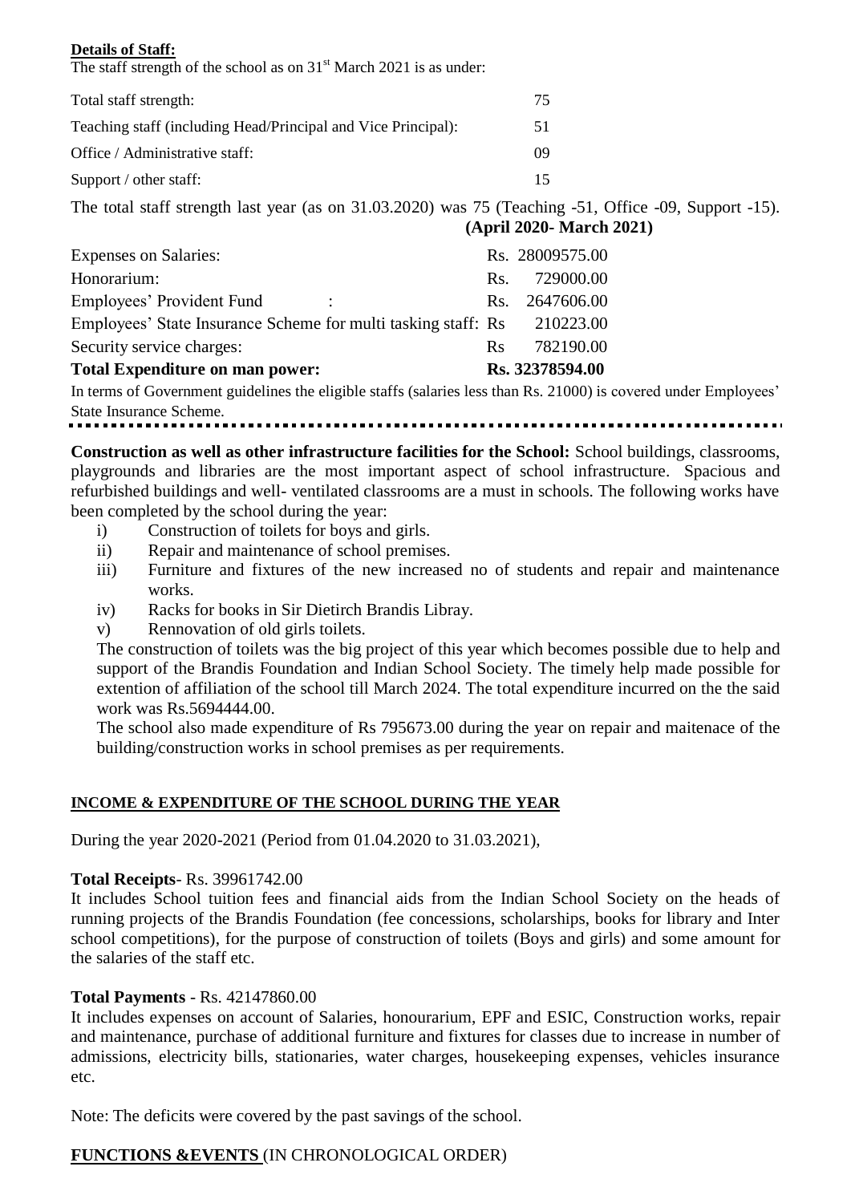**Details of Staff:**

The staff strength of the school as on 31st March 2021 is as under:

| | |
|---|---|
| Total staff strength: | 75 |
| Teaching staff (including Head/Principal and Vice Principal): | 51 |
| Office / Administrative staff: | 09 |
| Support / other staff: | 15 |

The total staff strength last year (as on 31.03.2020) was 75 (Teaching -51, Office -09, Support -15).

| | **(April 2020- March 2021)** |
|---|---|
| Expenses on Salaries: | Rs. 28009575.00 |
| Honorarium: | Rs. 729000.00 |
| Employees' Provident Fund : | Rs. 2647606.00 |
| Employees' State Insurance Scheme for multi tasking staff: | Rs 210223.00 |
| Security service charges: | Rs 782190.00 |
| **Total Expenditure on man power:** | **Rs. 32378594.00** |

In terms of Government guidelines the eligible staffs (salaries less than Rs. 21000) is covered under Employees' State Insurance Scheme.

---

**Construction as well as other infrastructure facilities for the School:** School buildings, classrooms, playgrounds and libraries are the most important aspect of school infrastructure. Spacious and refurbished buildings and well- ventilated classrooms are a must in schools. The following works have been completed by the school during the year:

i) Construction of toilets for boys and girls.
ii) Repair and maintenance of school premises.
iii) Furniture and fixtures of the new increased no of students and repair and maintenance works.
iv) Racks for books in Sir Dietirch Brandis Libray.
v) Rennovation of old girls toilets.

The construction of toilets was the big project of this year which becomes possible due to help and support of the Brandis Foundation and Indian School Society. The timely help made possible for extention of affiliation of the school till March 2024. The total expenditure incurred on the the said work was Rs.5694444.00.

The school also made expenditure of Rs 795673.00 during the year on repair and maitenace of the building/construction works in school premises as per requirements.

## INCOME & EXPENDITURE OF THE SCHOOL DURING THE YEAR

During the year 2020-2021 (Period from 01.04.2020 to 31.03.2021),

**Total Receipts**- Rs. 39961742.00

It includes School tuition fees and financial aids from the Indian School Society on the heads of running projects of the Brandis Foundation (fee concessions, scholarships, books for library and Inter school competitions), for the purpose of construction of toilets (Boys and girls) and some amount for the salaries of the staff etc.

**Total Payments** - Rs. 42147860.00

It includes expenses on account of Salaries, honourarium, EPF and ESIC, Construction works, repair and maintenance, purchase of additional furniture and fixtures for classes due to increase in number of admissions, electricity bills, stationaries, water charges, housekeeping expenses, vehicles insurance etc.

Note: The deficits were covered by the past savings of the school.

## FUNCTIONS &EVENTS (IN CHRONOLOGICAL ORDER)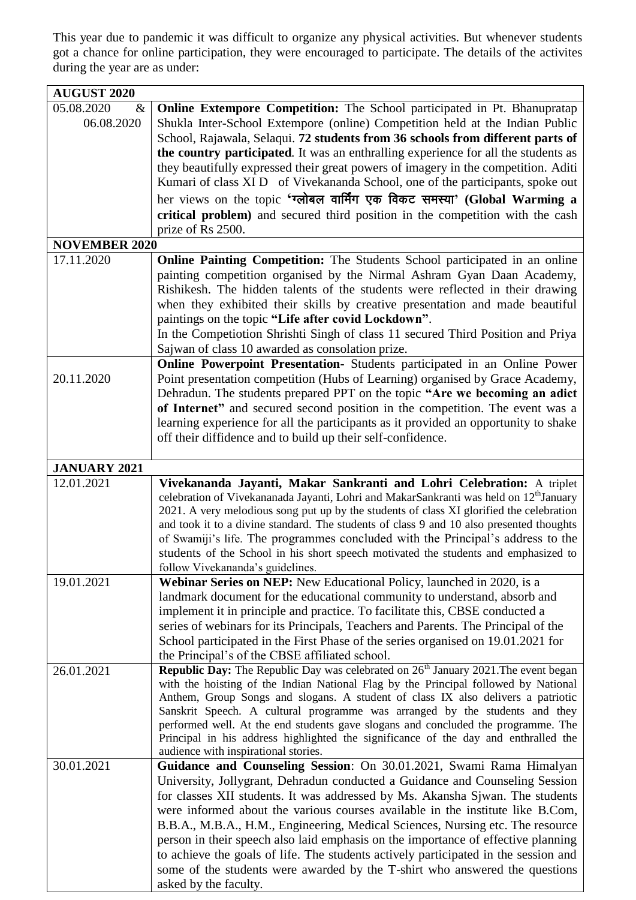This year due to pandemic it was difficult to organize any physical activities. But whenever students got a chance for online participation, they were encouraged to participate. The details of the activites during the year are as under:

| **AUGUST 2020** | |
|---|---|
| 05.08.2020 & 06.08.2020 | **Online Extempore Competition:** The School participated in Pt. Bhanupratap Shukla Inter-School Extempore (online) Competition held at the Indian Public School, Rajawala, Selaqui. **72 students from 36 schools from different parts of the country participated**. It was an enthralling experience for all the students as they beautifully expressed their great powers of imagery in the competition. Aditi Kumari of class XI D of Vivekananda School, one of the participants, spoke out her views on the topic **'ग्लोबल वार्मिंग एक विकट समस्या' (Global Warming a critical problem)** and secured third position in the competition with the cash prize of Rs 2500. |
| **NOVEMBER 2020** | |
| 17.11.2020 | **Online Painting Competition:** The Students School participated in an online painting competition organised by the Nirmal Ashram Gyan Daan Academy, Rishikesh. The hidden talents of the students were reflected in their drawing when they exhibited their skills by creative presentation and made beautiful paintings on the topic **"Life after covid Lockdown"**. In the Competiotion Shrishti Singh of class 11 secured Third Position and Priya Sajwan of class 10 awarded as consolation prize. |
| 20.11.2020 | **Online Powerpoint Presentation-** Students participated in an Online Power Point presentation competition (Hubs of Learning) organised by Grace Academy, Dehradun. The students prepared PPT on the topic **"Are we becoming an adict of Internet"** and secured second position in the competition. The event was a learning experience for all the participants as it provided an opportunity to shake off their diffidence and to build up their self-confidence. |
| **JANUARY 2021** | |
| 12.01.2021 | **Vivekananda Jayanti, Makar Sankranti and Lohri Celebration:** A triplet celebration of Vivekananada Jayanti, Lohri and MakarSankranti was held on 12th January 2021. A very melodious song put up by the students of class XI glorified the celebration and took it to a divine standard. The students of class 9 and 10 also presented thoughts of Swamiji's life. The programmes concluded with the Principal's address to the students of the School in his short speech motivated the students and emphasized to follow Vivekananda's guidelines. |
| 19.01.2021 | **Webinar Series on NEP:** New Educational Policy, launched in 2020, is a landmark document for the educational community to understand, absorb and implement it in principle and practice. To facilitate this, CBSE conducted a series of webinars for its Principals, Teachers and Parents. The Principal of the School participated in the First Phase of the series organised on 19.01.2021 for the Principal's of the CBSE affiliated school. |
| 26.01.2021 | **Republic Day:** The Republic Day was celebrated on 26th January 2021.The event began with the hoisting of the Indian National Flag by the Principal followed by National Anthem, Group Songs and slogans. A student of class IX also delivers a patriotic Sanskrit Speech. A cultural programme was arranged by the students and they performed well. At the end students gave slogans and concluded the programme. The Principal in his address highlighted the significance of the day and enthralled the audience with inspirational stories. |
| 30.01.2021 | **Guidance and Counseling Session**: On 30.01.2021, Swami Rama Himalyan University, Jollygrant, Dehradun conducted a Guidance and Counseling Session for classes XII students. It was addressed by Ms. Akansha Sjwan. The students were informed about the various courses available in the institute like B.Com, B.B.A., M.B.A., H.M., Engineering, Medical Sciences, Nursing etc. The resource person in their speech also laid emphasis on the importance of effective planning to achieve the goals of life. The students actively participated in the session and some of the students were awarded by the T-shirt who answered the questions asked by the faculty. |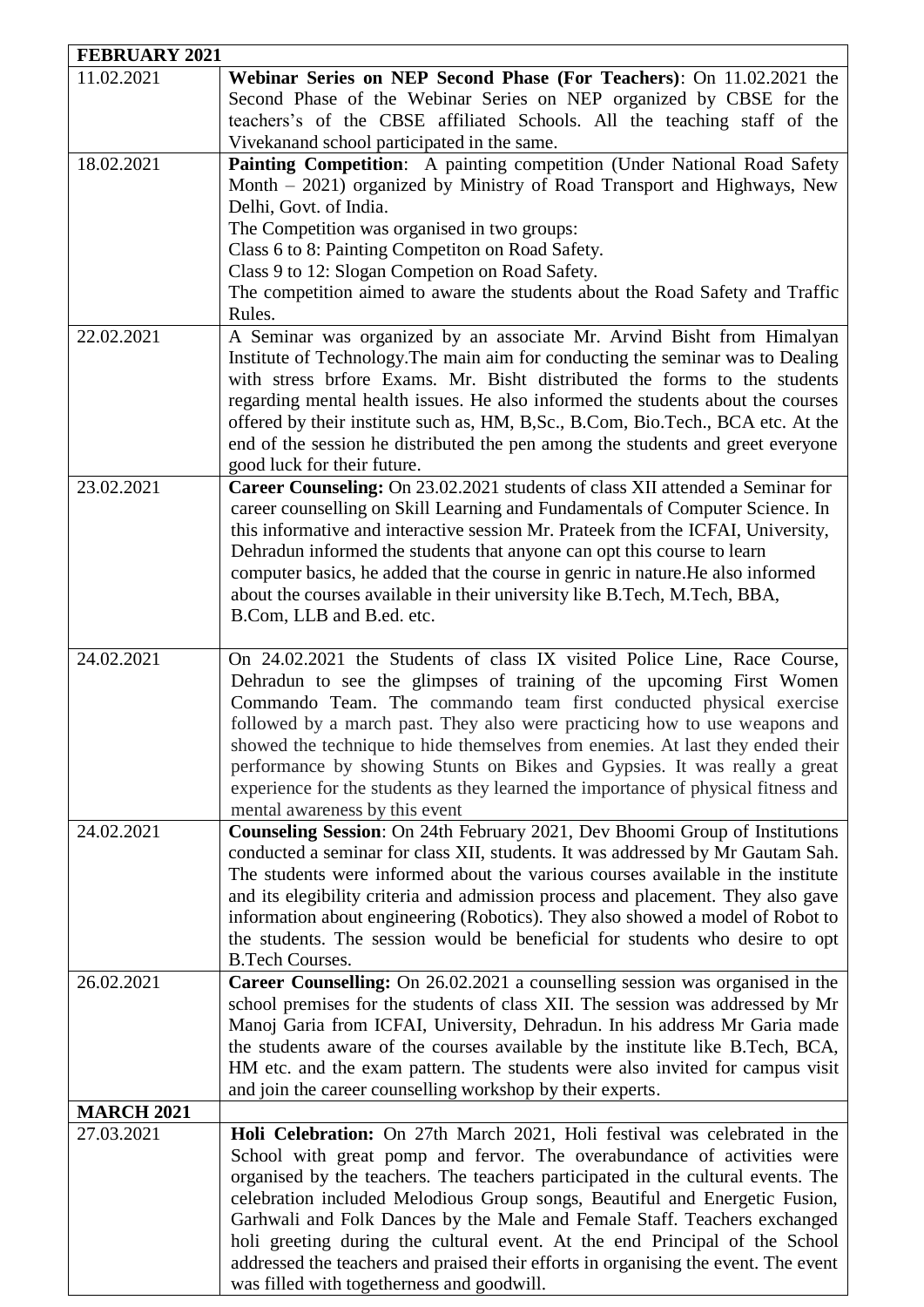| FEBRUARY 2021 | |
|---|---|
| 11.02.2021 | **Webinar Series on NEP Second Phase (For Teachers)**: On 11.02.2021 the Second Phase of the Webinar Series on NEP organized by CBSE for the teachers's of the CBSE affiliated Schools. All the teaching staff of the Vivekanand school participated in the same. |
| 18.02.2021 | **Painting Competition**: A painting competition (Under National Road Safety Month – 2021) organized by Ministry of Road Transport and Highways, New Delhi, Govt. of India.<br>The Competition was organised in two groups:<br>Class 6 to 8: Painting Competiton on Road Safety.<br>Class 9 to 12: Slogan Competion on Road Safety.<br>The competition aimed to aware the students about the Road Safety and Traffic Rules. |
| 22.02.2021 | A Seminar was organized by an associate Mr. Arvind Bisht from Himalyan Institute of Technology.The main aim for conducting the seminar was to Dealing with stress brfore Exams. Mr. Bisht distributed the forms to the students regarding mental health issues. He also informed the students about the courses offered by their institute such as, HM, B,Sc., B.Com, Bio.Tech., BCA etc. At the end of the session he distributed the pen among the students and greet everyone good luck for their future. |
| 23.02.2021 | **Career Counseling:** On 23.02.2021 students of class XII attended a Seminar for career counselling on Skill Learning and Fundamentals of Computer Science. In this informative and interactive session Mr. Prateek from the ICFAI, University, Dehradun informed the students that anyone can opt this course to learn computer basics, he added that the course in genric in nature.He also informed about the courses available in their university like B.Tech, M.Tech, BBA, B.Com, LLB and B.ed. etc. |
| 24.02.2021 | On 24.02.2021 the Students of class IX visited Police Line, Race Course, Dehradun to see the glimpses of training of the upcoming First Women Commando Team. The commando team first conducted physical exercise followed by a march past. They also were practicing how to use weapons and showed the technique to hide themselves from enemies. At last they ended their performance by showing Stunts on Bikes and Gypsies. It was really a great experience for the students as they learned the importance of physical fitness and mental awareness by this event |
| 24.02.2021 | **Counseling Session**: On 24th February 2021, Dev Bhoomi Group of Institutions conducted a seminar for class XII, students. It was addressed by Mr Gautam Sah. The students were informed about the various courses available in the institute and its elegibility criteria and admission process and placement. They also gave information about engineering (Robotics). They also showed a model of Robot to the students. The session would be beneficial for students who desire to opt B.Tech Courses. |
| 26.02.2021 | **Career Counselling:** On 26.02.2021 a counselling session was organised in the school premises for the students of class XII. The session was addressed by Mr Manoj Garia from ICFAI, University, Dehradun. In his address Mr Garia made the students aware of the courses available by the institute like B.Tech, BCA, HM etc. and the exam pattern. The students were also invited for campus visit and join the career counselling workshop by their experts. |
| **MARCH 2021** | |
| 27.03.2021 | **Holi Celebration:** On 27th March 2021, Holi festival was celebrated in the School with great pomp and fervor. The overabundance of activities were organised by the teachers. The teachers participated in the cultural events. The celebration included Melodious Group songs, Beautiful and Energetic Fusion, Garhwali and Folk Dances by the Male and Female Staff. Teachers exchanged holi greeting during the cultural event. At the end Principal of the School addressed the teachers and praised their efforts in organising the event. The event was filled with togetherness and goodwill. |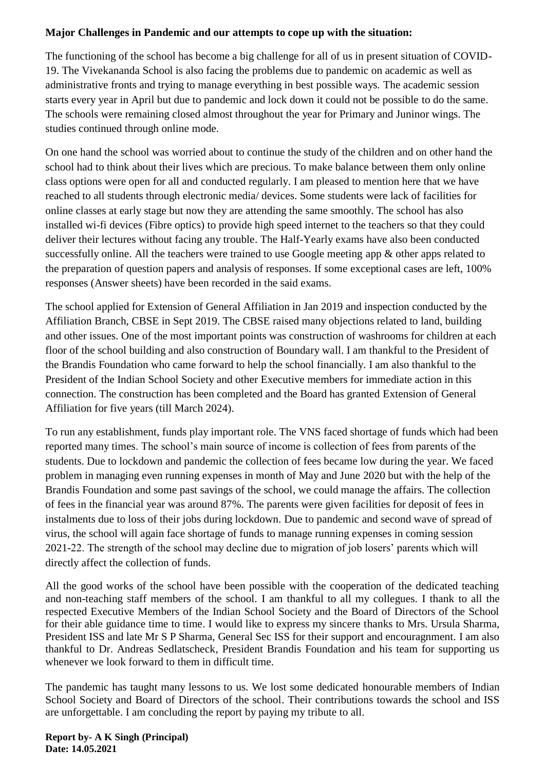**Major Challenges in Pandemic and our attempts to cope up with the situation:**

The functioning of the school has become a big challenge for all of us in present situation of COVID-19. The Vivekananda School is also facing the problems due to pandemic on academic as well as administrative fronts and trying to manage everything in best possible ways. The academic session starts every year in April but due to pandemic and lock down it could not be possible to do the same. The schools were remaining closed almost throughout the year for Primary and Juninor wings. The studies continued through online mode.

On one hand the school was worried about to continue the study of the children and on other hand the school had to think about their lives which are precious. To make balance between them only online class options were open for all and conducted regularly. I am pleased to mention here that we have reached to all students through electronic media/ devices. Some students were lack of facilities for online classes at early stage but now they are attending the same smoothly. The school has also installed wi-fi devices (Fibre optics) to provide high speed internet to the teachers so that they could deliver their lectures without facing any trouble. The Half-Yearly exams have also been conducted successfully online. All the teachers were trained to use Google meeting app & other apps related to the preparation of question papers and analysis of responses. If some exceptional cases are left, 100% responses (Answer sheets) have been recorded in the said exams.

The school applied for Extension of General Affiliation in Jan 2019 and inspection conducted by the Affiliation Branch, CBSE in Sept 2019. The CBSE raised many objections related to land, building and other issues. One of the most important points was construction of washrooms for children at each floor of the school building and also construction of Boundary wall. I am thankful to the President of the Brandis Foundation who came forward to help the school financially. I am also thankful to the President of the Indian School Society and other Executive members for immediate action in this connection. The construction has been completed and the Board has granted Extension of General Affiliation for five years (till March 2024).

To run any establishment, funds play important role. The VNS faced shortage of funds which had been reported many times. The school's main source of income is collection of fees from parents of the students. Due to lockdown and pandemic the collection of fees became low during the year. We faced problem in managing even running expenses in month of May and June 2020 but with the help of the Brandis Foundation and some past savings of the school, we could manage the affairs. The collection of fees in the financial year was around 87%. The parents were given facilities for deposit of fees in instalments due to loss of their jobs during lockdown. Due to pandemic and second wave of spread of virus, the school will again face shortage of funds to manage running expenses in coming session 2021-22. The strength of the school may decline due to migration of job losers' parents which will directly affect the collection of funds.

All the good works of the school have been possible with the cooperation of the dedicated teaching and non-teaching staff members of the school. I am thankful to all my collegues. I thank to all the respected Executive Members of the Indian School Society and the Board of Directors of the School for their able guidance time to time. I would like to express my sincere thanks to Mrs. Ursula Sharma, President ISS and late Mr S P Sharma, General Sec ISS for their support and encouragnment. I am also thankful to Dr. Andreas Sedlatscheck, President Brandis Foundation and his team for supporting us whenever we look forward to them in difficult time.

The pandemic has taught many lessons to us. We lost some dedicated honourable members of Indian School Society and Board of Directors of the school. Their contributions towards the school and ISS are unforgettable. I am concluding the report by paying my tribute to all.

**Report by- A K Singh (Principal)**
**Date: 14.05.2021**